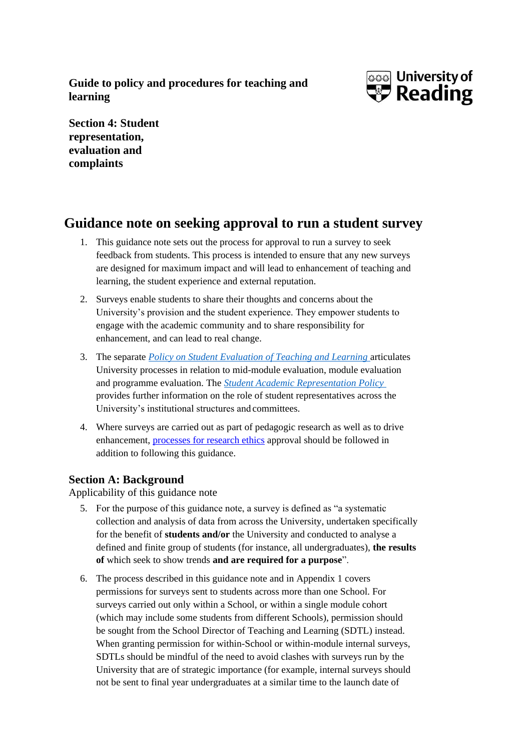**Guide to policy and procedures for teaching and learning**

**Section 4: Student representation, evaluation and complaints**

# Guidance note on seeking approval to run a student survey

1. This guidance note sets out the process for approval to run a survey to seek feedback from students. This process is intended to ensure that any new surveys are designed for maximum impact and will lead to enhancement of teaching and learning, the student experience and external reputation.
2. Surveys enable students to share their thoughts and concerns about the University's provision and the student experience. They empower students to engage with the academic community and to share responsibility for enhancement, and can lead to real change.
3. The separate *Policy on Student Evaluation of Teaching and Learning* articulates University processes in relation to mid-module evaluation, module evaluation and programme evaluation. The *Student Academic Representation Policy* provides further information on the role of student representatives across the University's institutional structures and committees.
4. Where surveys are carried out as part of pedagogic research as well as to drive enhancement, processes for research ethics approval should be followed in addition to following this guidance.

## Section A: Background

Applicability of this guidance note

5. For the purpose of this guidance note, a survey is defined as "a systematic collection and analysis of data from across the University, undertaken specifically for the benefit of **students and/or** the University and conducted to analyse a defined and finite group of students (for instance, all undergraduates), **the results of** which seek to show trends **and are required for a purpose**".
6. The process described in this guidance note and in Appendix 1 covers permissions for surveys sent to students across more than one School. For surveys carried out only within a School, or within a single module cohort (which may include some students from different Schools), permission should be sought from the School Director of Teaching and Learning (SDTL) instead. When granting permission for within-School or within-module internal surveys, SDTLs should be mindful of the need to avoid clashes with surveys run by the University that are of strategic importance (for example, internal surveys should not be sent to final year undergraduates at a similar time to the launch date of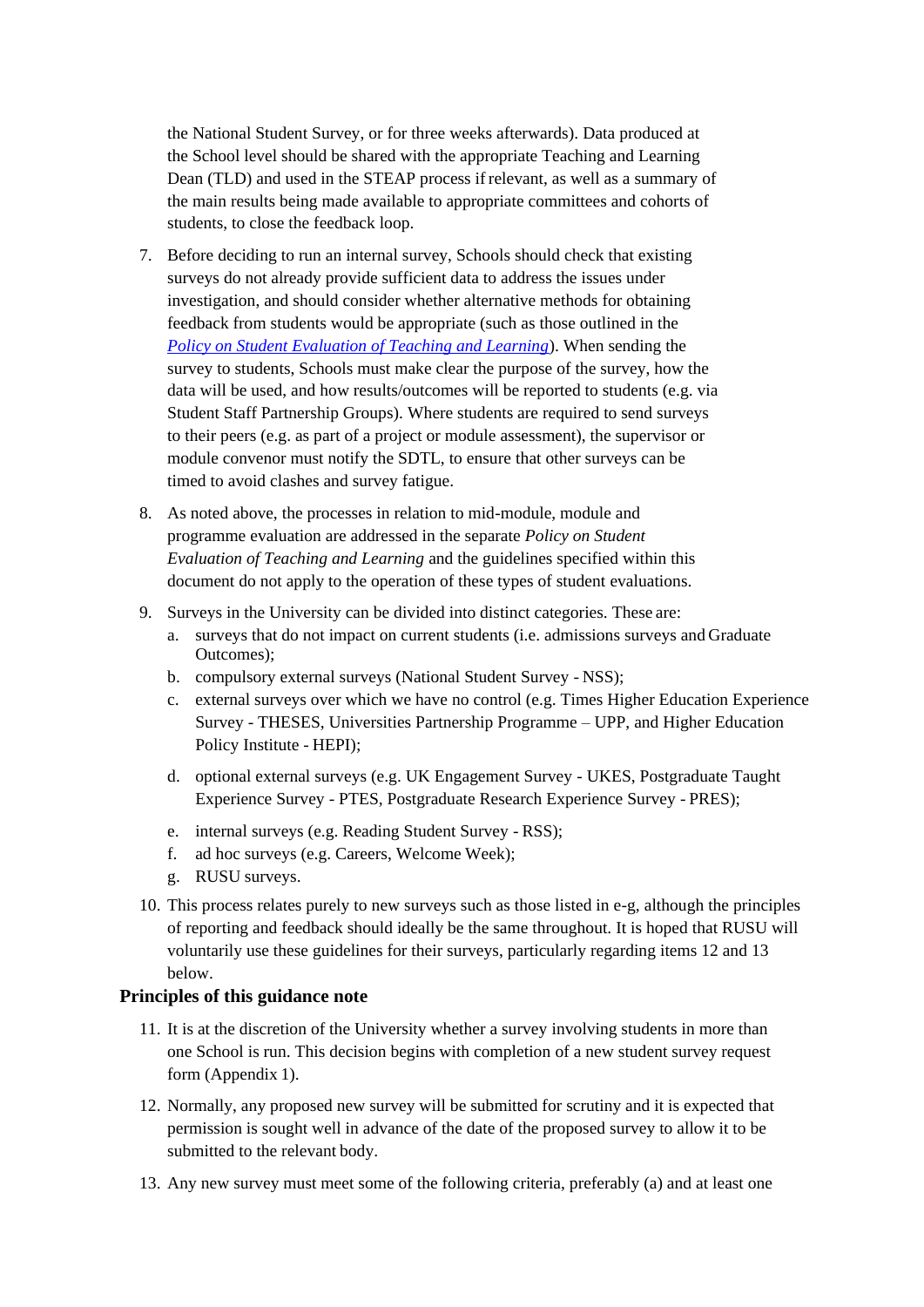the National Student Survey, or for three weeks afterwards). Data produced at the School level should be shared with the appropriate Teaching and Learning Dean (TLD) and used in the STEAP process if relevant, as well as a summary of the main results being made available to appropriate committees and cohorts of students, to close the feedback loop.

7. Before deciding to run an internal survey, Schools should check that existing surveys do not already provide sufficient data to address the issues under investigation, and should consider whether alternative methods for obtaining feedback from students would be appropriate (such as those outlined in the *Policy on Student Evaluation of Teaching and Learning*). When sending the survey to students, Schools must make clear the purpose of the survey, how the data will be used, and how results/outcomes will be reported to students (e.g. via Student Staff Partnership Groups). Where students are required to send surveys to their peers (e.g. as part of a project or module assessment), the supervisor or module convenor must notify the SDTL, to ensure that other surveys can be timed to avoid clashes and survey fatigue.

8. As noted above, the processes in relation to mid-module, module and programme evaluation are addressed in the separate *Policy on Student Evaluation of Teaching and Learning* and the guidelines specified within this document do not apply to the operation of these types of student evaluations.

9. Surveys in the University can be divided into distinct categories. These are:
   a. surveys that do not impact on current students (i.e. admissions surveys and Graduate Outcomes);
   b. compulsory external surveys (National Student Survey - NSS);
   c. external surveys over which we have no control (e.g. Times Higher Education Experience Survey - THESES, Universities Partnership Programme – UPP, and Higher Education Policy Institute - HEPI);
   d. optional external surveys (e.g. UK Engagement Survey - UKES, Postgraduate Taught Experience Survey - PTES, Postgraduate Research Experience Survey - PRES);
   e. internal surveys (e.g. Reading Student Survey - RSS);
   f. ad hoc surveys (e.g. Careers, Welcome Week);
   g. RUSU surveys.

10. This process relates purely to new surveys such as those listed in e-g, although the principles of reporting and feedback should ideally be the same throughout. It is hoped that RUSU will voluntarily use these guidelines for their surveys, particularly regarding items 12 and 13 below.

### Principles of this guidance note

11. It is at the discretion of the University whether a survey involving students in more than one School is run. This decision begins with completion of a new student survey request form (Appendix 1).

12. Normally, any proposed new survey will be submitted for scrutiny and it is expected that permission is sought well in advance of the date of the proposed survey to allow it to be submitted to the relevant body.

13. Any new survey must meet some of the following criteria, preferably (a) and at least one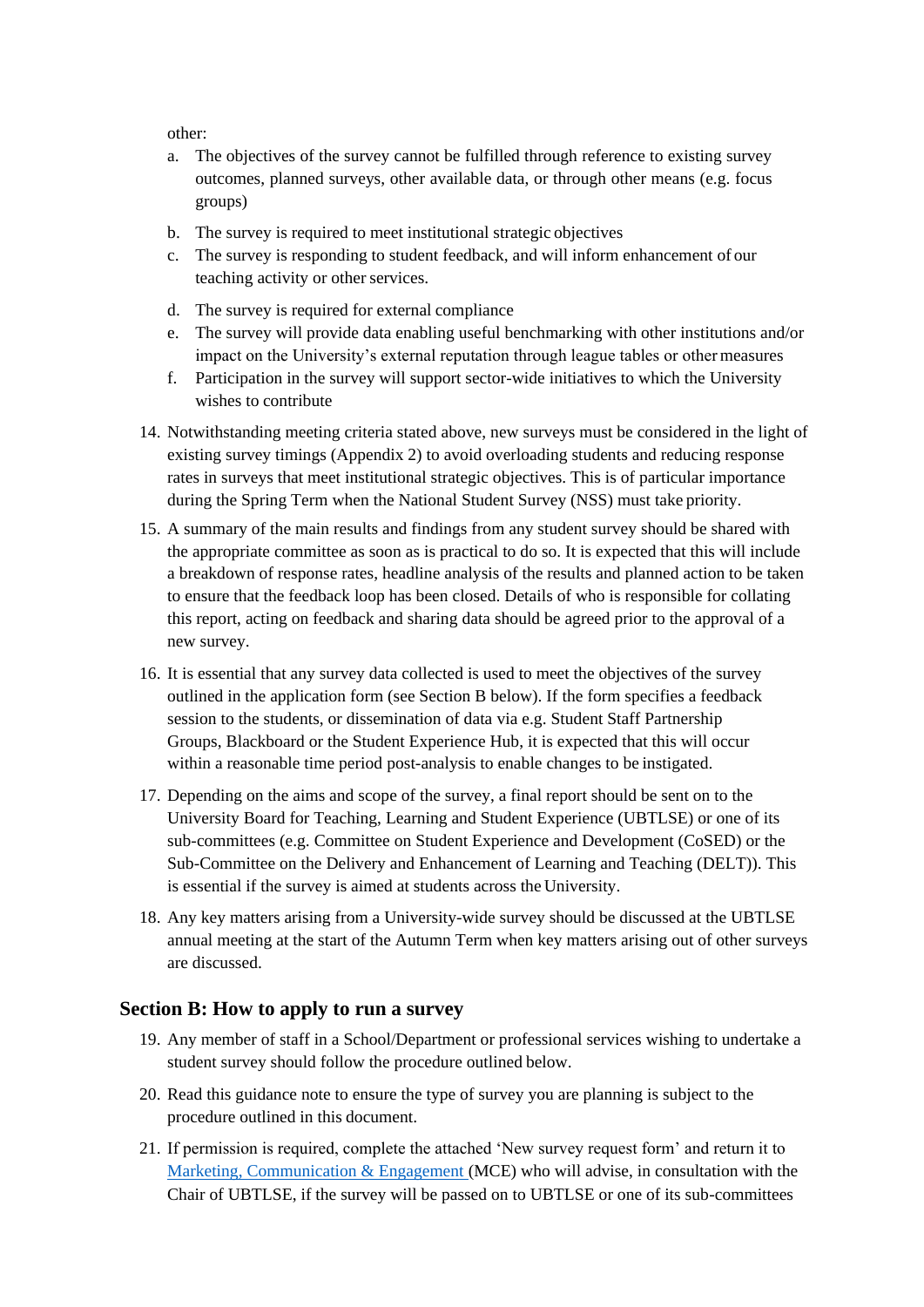other:

a. The objectives of the survey cannot be fulfilled through reference to existing survey outcomes, planned surveys, other available data, or through other means (e.g. focus groups)
b. The survey is required to meet institutional strategic objectives
c. The survey is responding to student feedback, and will inform enhancement of our teaching activity or other services.
d. The survey is required for external compliance
e. The survey will provide data enabling useful benchmarking with other institutions and/or impact on the University's external reputation through league tables or other measures
f. Participation in the survey will support sector-wide initiatives to which the University wishes to contribute

14. Notwithstanding meeting criteria stated above, new surveys must be considered in the light of existing survey timings (Appendix 2) to avoid overloading students and reducing response rates in surveys that meet institutional strategic objectives. This is of particular importance during the Spring Term when the National Student Survey (NSS) must take priority.

15. A summary of the main results and findings from any student survey should be shared with the appropriate committee as soon as is practical to do so. It is expected that this will include a breakdown of response rates, headline analysis of the results and planned action to be taken to ensure that the feedback loop has been closed. Details of who is responsible for collating this report, acting on feedback and sharing data should be agreed prior to the approval of a new survey.

16. It is essential that any survey data collected is used to meet the objectives of the survey outlined in the application form (see Section B below). If the form specifies a feedback session to the students, or dissemination of data via e.g. Student Staff Partnership Groups, Blackboard or the Student Experience Hub, it is expected that this will occur within a reasonable time period post-analysis to enable changes to be instigated.

17. Depending on the aims and scope of the survey, a final report should be sent on to the University Board for Teaching, Learning and Student Experience (UBTLSE) or one of its sub-committees (e.g. Committee on Student Experience and Development (CoSED) or the Sub-Committee on the Delivery and Enhancement of Learning and Teaching (DELT)). This is essential if the survey is aimed at students across the University.

18. Any key matters arising from a University-wide survey should be discussed at the UBTLSE annual meeting at the start of the Autumn Term when key matters arising out of other surveys are discussed.

## Section B: How to apply to run a survey

19. Any member of staff in a School/Department or professional services wishing to undertake a student survey should follow the procedure outlined below.

20. Read this guidance note to ensure the type of survey you are planning is subject to the procedure outlined in this document.

21. If permission is required, complete the attached 'New survey request form' and return it to Marketing, Communication & Engagement (MCE) who will advise, in consultation with the Chair of UBTLSE, if the survey will be passed on to UBTLSE or one of its sub-committees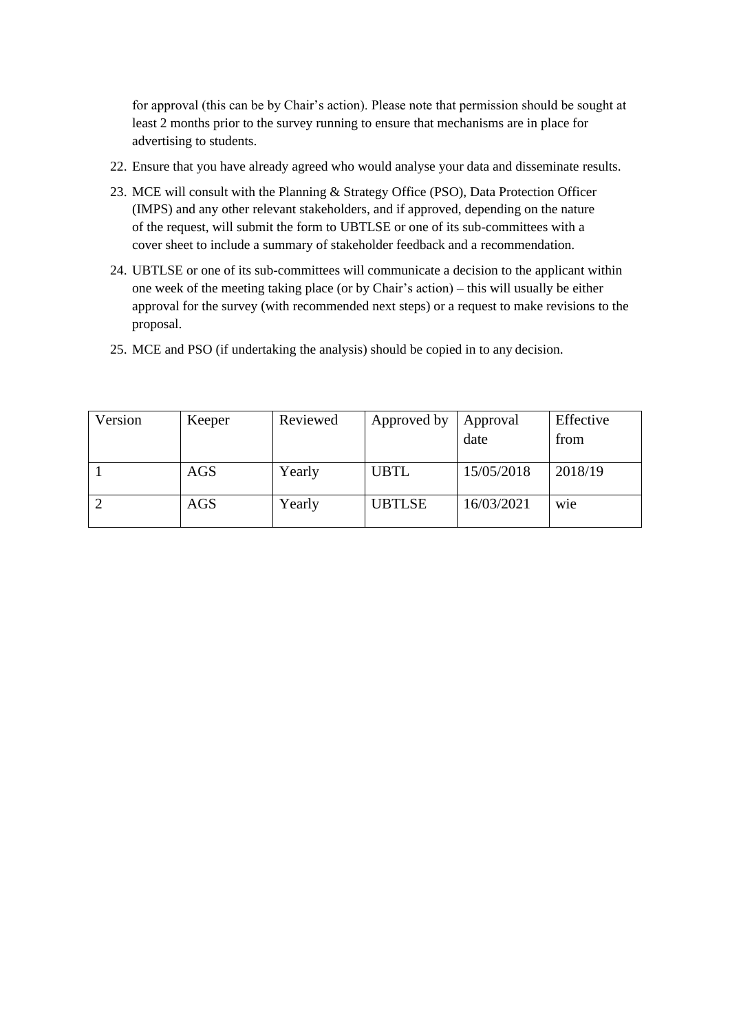for approval (this can be by Chair's action). Please note that permission should be sought at least 2 months prior to the survey running to ensure that mechanisms are in place for advertising to students.

22. Ensure that you have already agreed who would analyse your data and disseminate results.
23. MCE will consult with the Planning & Strategy Office (PSO), Data Protection Officer (IMPS) and any other relevant stakeholders, and if approved, depending on the nature of the request, will submit the form to UBTLSE or one of its sub-committees with a cover sheet to include a summary of stakeholder feedback and a recommendation.
24. UBTLSE or one of its sub-committees will communicate a decision to the applicant within one week of the meeting taking place (or by Chair's action) – this will usually be either approval for the survey (with recommended next steps) or a request to make revisions to the proposal.
25. MCE and PSO (if undertaking the analysis) should be copied in to any decision.

| Version | Keeper | Reviewed | Approved by | Approval date | Effective from |
|---|---|---|---|---|---|
| 1 | AGS | Yearly | UBTL | 15/05/2018 | 2018/19 |
| 2 | AGS | Yearly | UBTLSE | 16/03/2021 | wie |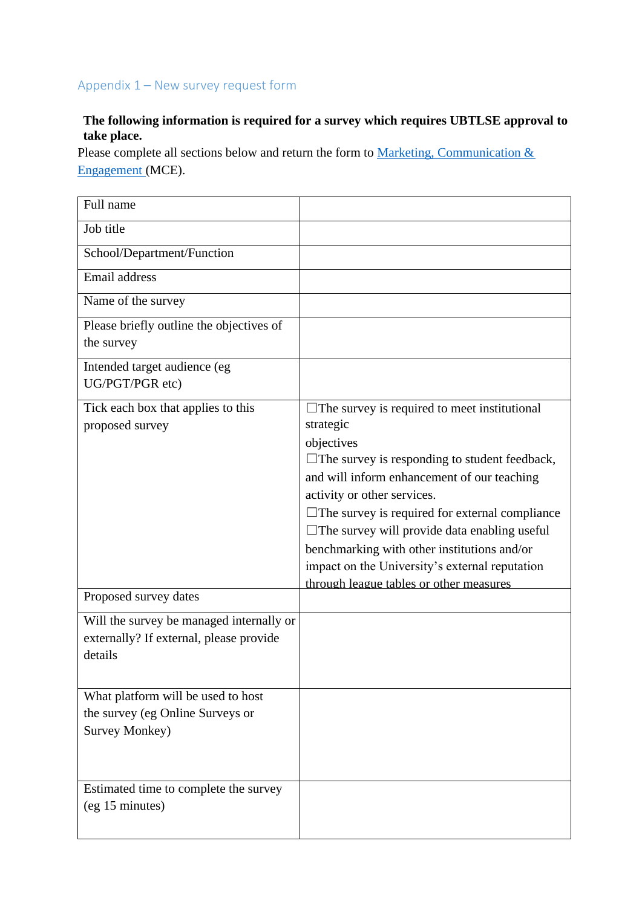## Appendix 1 – New survey request form

**The following information is required for a survey which requires UBTLSE approval to take place.**

Please complete all sections below and return the form to [Marketing, Communication & Engagement](#) (MCE).

| | |
|---|---|
| Full name | |
| Job title | |
| School/Department/Function | |
| Email address | |
| Name of the survey | |
| Please briefly outline the objectives of the survey | |
| Intended target audience (eg UG/PGT/PGR etc) | |
| Tick each box that applies to this proposed survey | ☐The survey is required to meet institutional strategic objectives<br>☐The survey is responding to student feedback, and will inform enhancement of our teaching activity or other services.<br>☐The survey is required for external compliance<br>☐The survey will provide data enabling useful benchmarking with other institutions and/or impact on the University's external reputation through league tables or other measures |
| Proposed survey dates | |
| Will the survey be managed internally or externally? If external, please provide details | |
| What platform will be used to host the survey (eg Online Surveys or Survey Monkey) | |
| Estimated time to complete the survey (eg 15 minutes) | |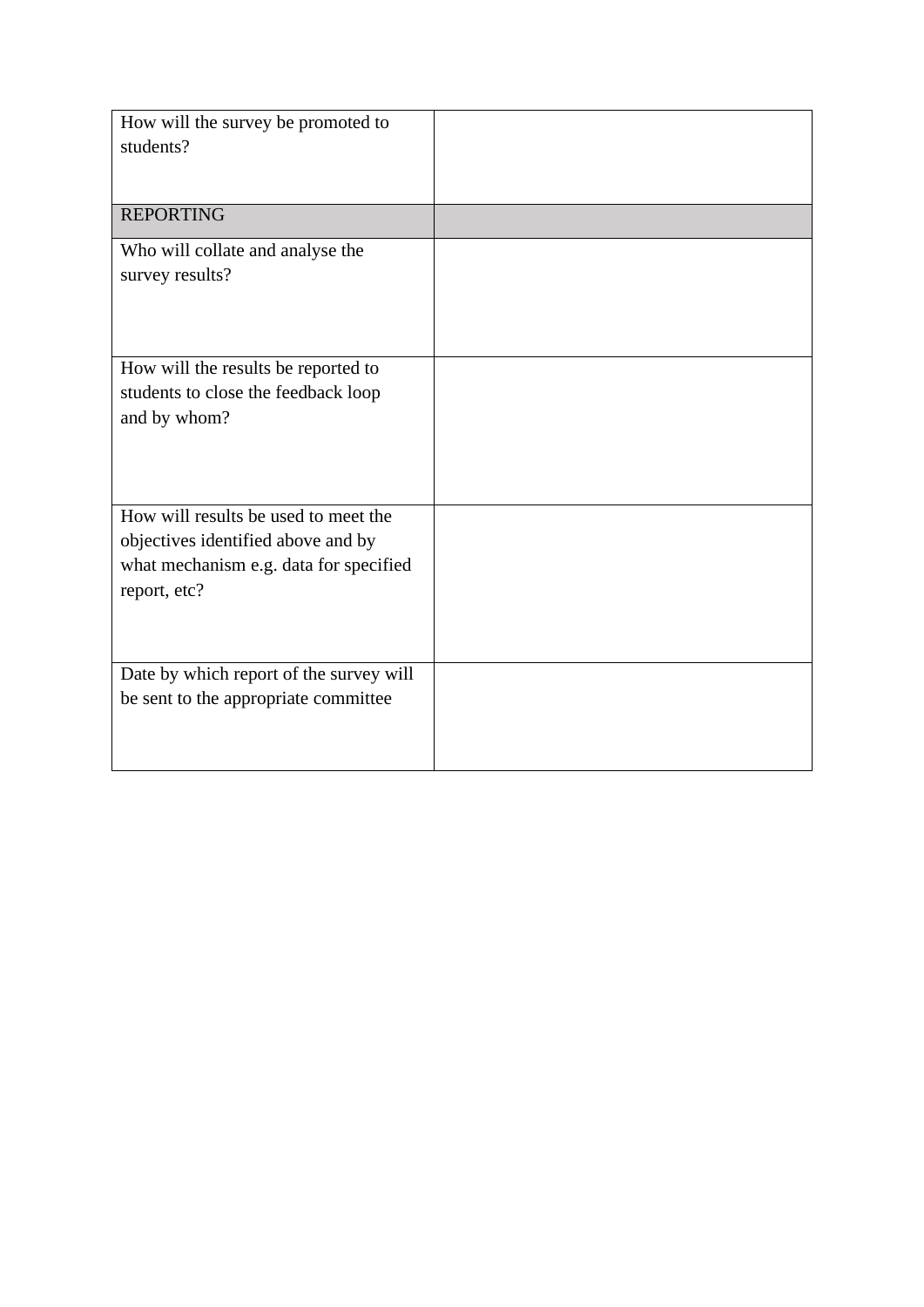| How will the survey be promoted to students? | |
| --- | --- |
| REPORTING | |
| Who will collate and analyse the survey results? | |
| How will the results be reported to students to close the feedback loop and by whom? | |
| How will results be used to meet the objectives identified above and by what mechanism e.g. data for specified report, etc? | |
| Date by which report of the survey will be sent to the appropriate committee | |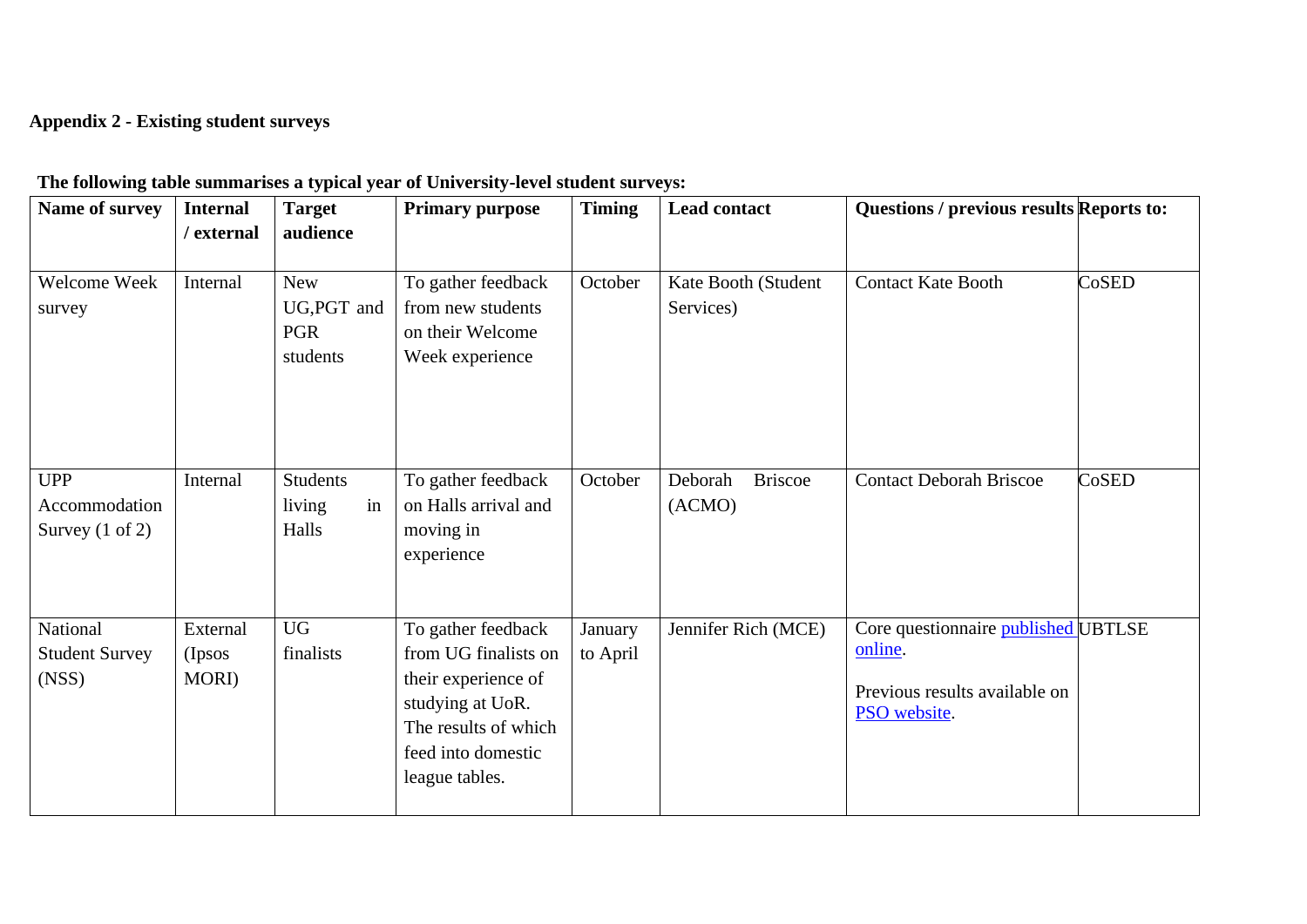**Appendix 2 - Existing student surveys**

**The following table summarises a typical year of University-level student surveys:**

| Name of survey | Internal / external | Target audience | Primary purpose | Timing | Lead contact | Questions / previous results | Reports to: |
|---|---|---|---|---|---|---|---|
| Welcome Week survey | Internal | New UG,PGT and PGR students | To gather feedback from new students on their Welcome Week experience | October | Kate Booth (Student Services) | Contact Kate Booth | CoSED |
| UPP Accommodation Survey (1 of 2) | Internal | Students living in Halls | To gather feedback on Halls arrival and moving in experience | October | Deborah Briscoe (ACMO) | Contact Deborah Briscoe | CoSED |
| National Student Survey (NSS) | External (Ipsos MORI) | UG finalists | To gather feedback from UG finalists on their experience of studying at UoR. The results of which feed into domestic league tables. | January to April | Jennifer Rich (MCE) | Core questionnaire published online. Previous results available on PSO website. | UBTLSE |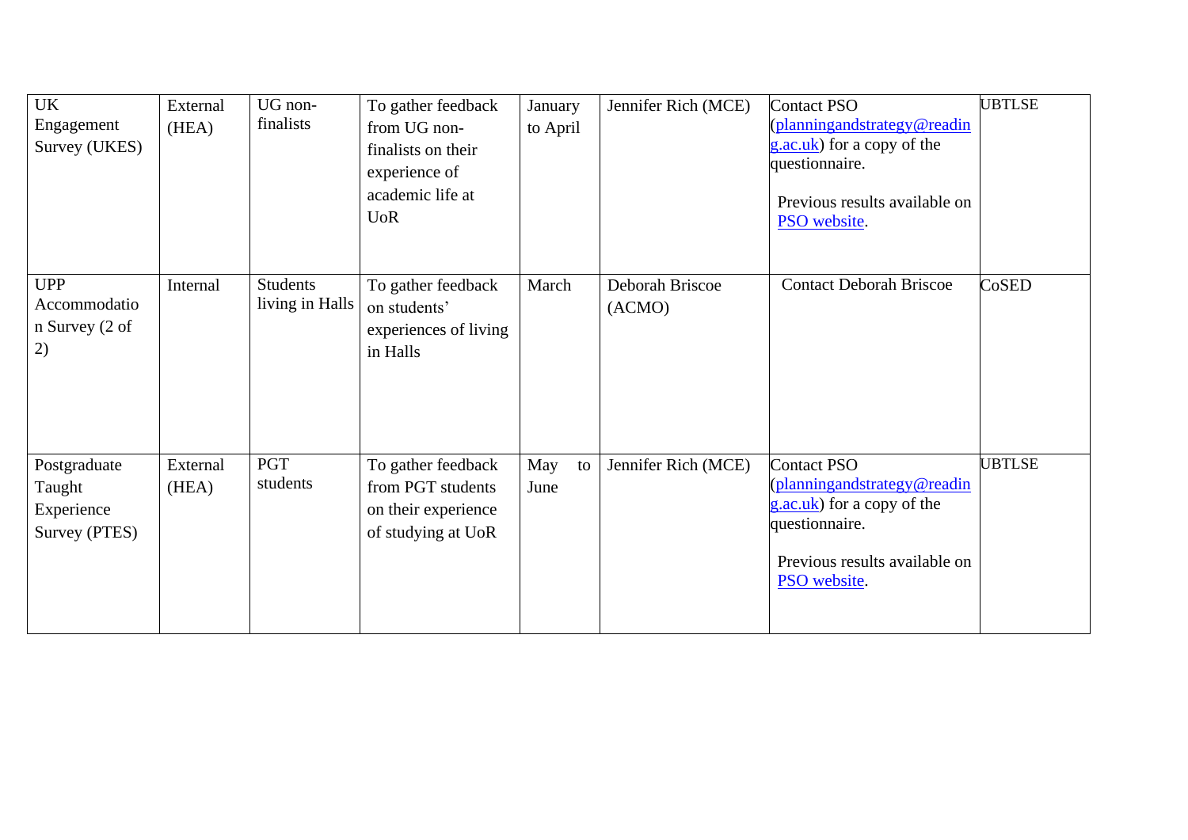| | | | | | | | |
|---|---|---|---|---|---|---|---|
| UK Engagement Survey (UKES) | External (HEA) | UG non-finalists | To gather feedback from UG non-finalists on their experience of academic life at UoR | January to April | Jennifer Rich (MCE) | Contact PSO (planningandstrategy@reading.ac.uk) for a copy of the questionnaire.<br><br>Previous results available on PSO website. | UBTLSE |
| UPP Accommodation Survey (2 of 2) | Internal | Students living in Halls | To gather feedback on students' experiences of living in Halls | March | Deborah Briscoe (ACMO) | Contact Deborah Briscoe | CoSED |
| Postgraduate Taught Experience Survey (PTES) | External (HEA) | PGT students | To gather feedback from PGT students on their experience of studying at UoR | May to June | Jennifer Rich (MCE) | Contact PSO (planningandstrategy@reading.ac.uk) for a copy of the questionnaire.<br><br>Previous results available on PSO website. | UBTLSE |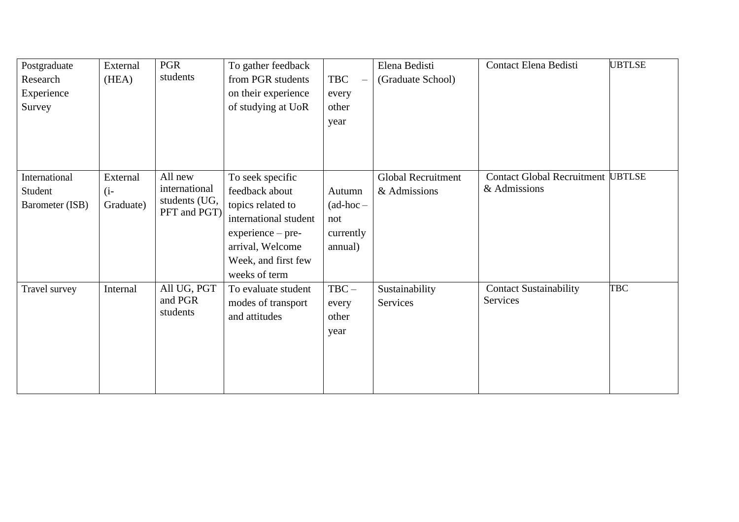| | | | | | | | |
|---|---|---|---|---|---|---|---|
| Postgraduate Research Experience Survey | External (HEA) | PGR students | To gather feedback from PGR students on their experience of studying at UoR | TBC – every other year | Elena Bedisti (Graduate School) | Contact Elena Bedisti | UBTLSE |
| International Student Barometer (ISB) | External (i-Graduate) | All new international students (UG, PFT and PGT) | To seek specific feedback about topics related to international student experience – pre-arrival, Welcome Week, and first few weeks of term | Autumn (ad-hoc – not currently annual) | Global Recruitment & Admissions | Contact Global Recruitment & Admissions | UBTLSE |
| Travel survey | Internal | All UG, PGT and PGR students | To evaluate student modes of transport and attitudes | TBC – every other year | Sustainability Services | Contact Sustainability Services | TBC |